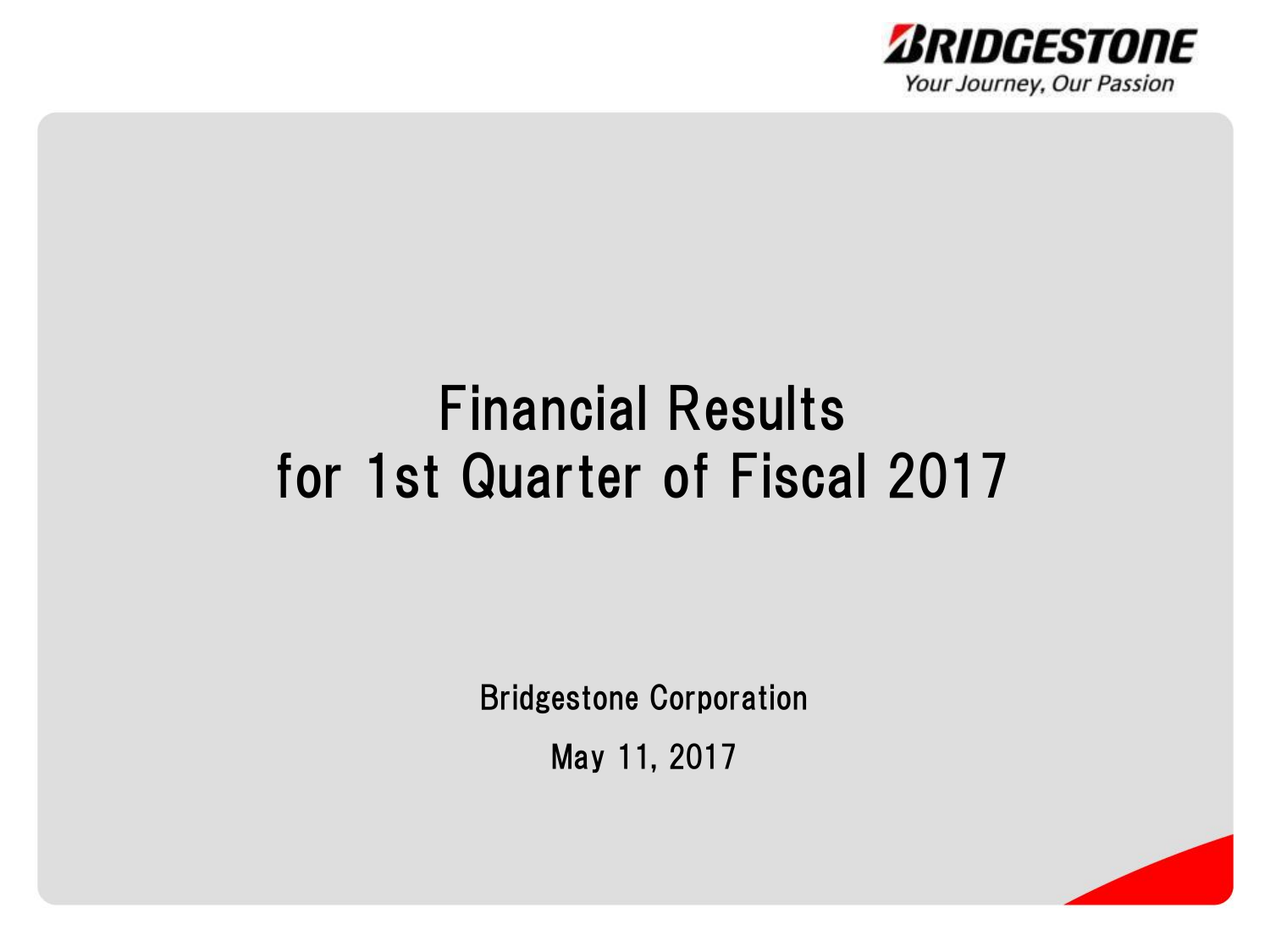BRIDGESTONE

Your Journey, Our Passion

# Financial Results for 1st Quarter of Fiscal 2017

Bridgestone Corporation

May 11, 2017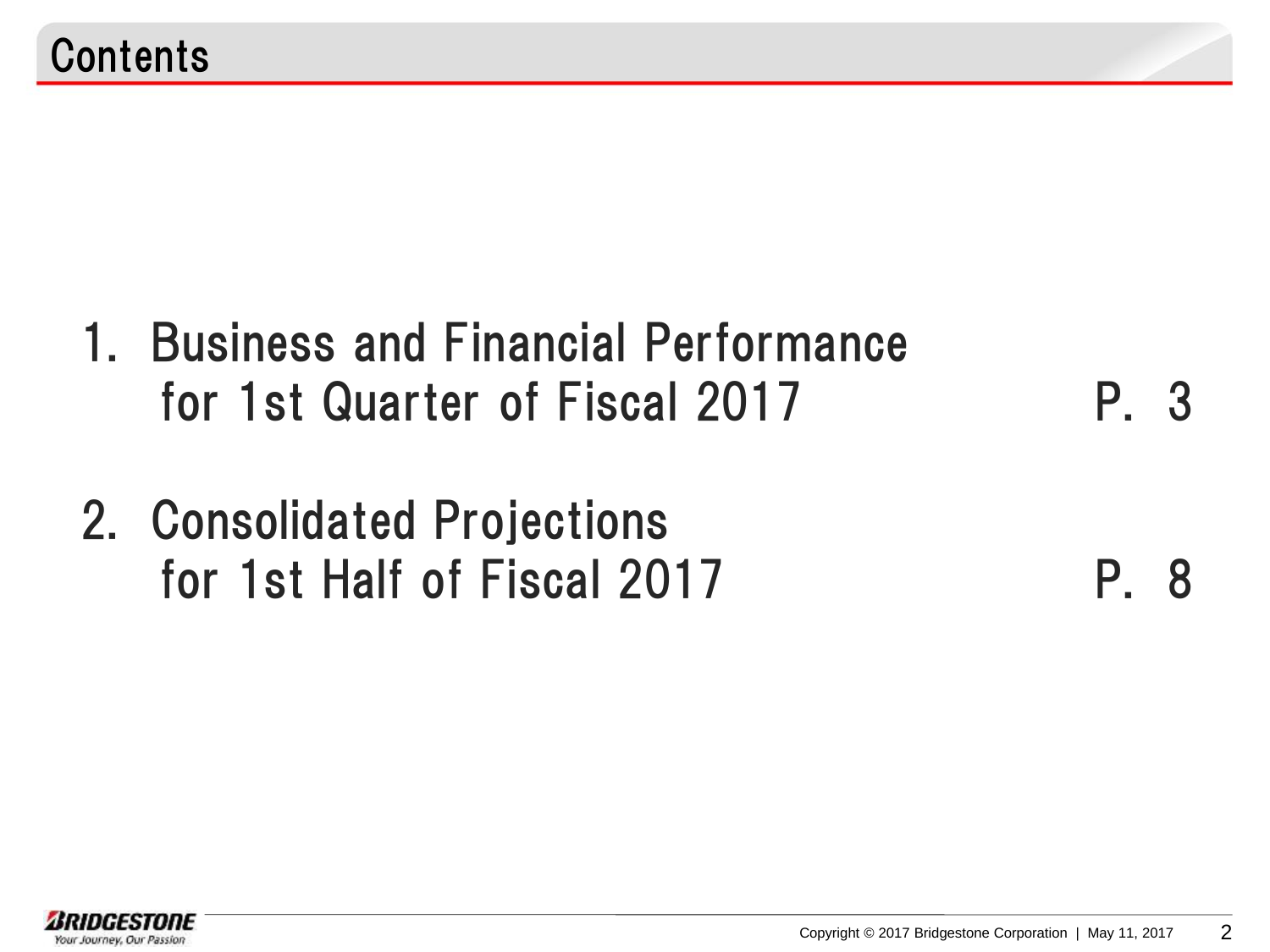# Contents

1. Business and Financial Performance for 1st Quarter of Fiscal 2017 — P. 3

2. Consolidated Projections for 1st Half of Fiscal 2017 — P. 8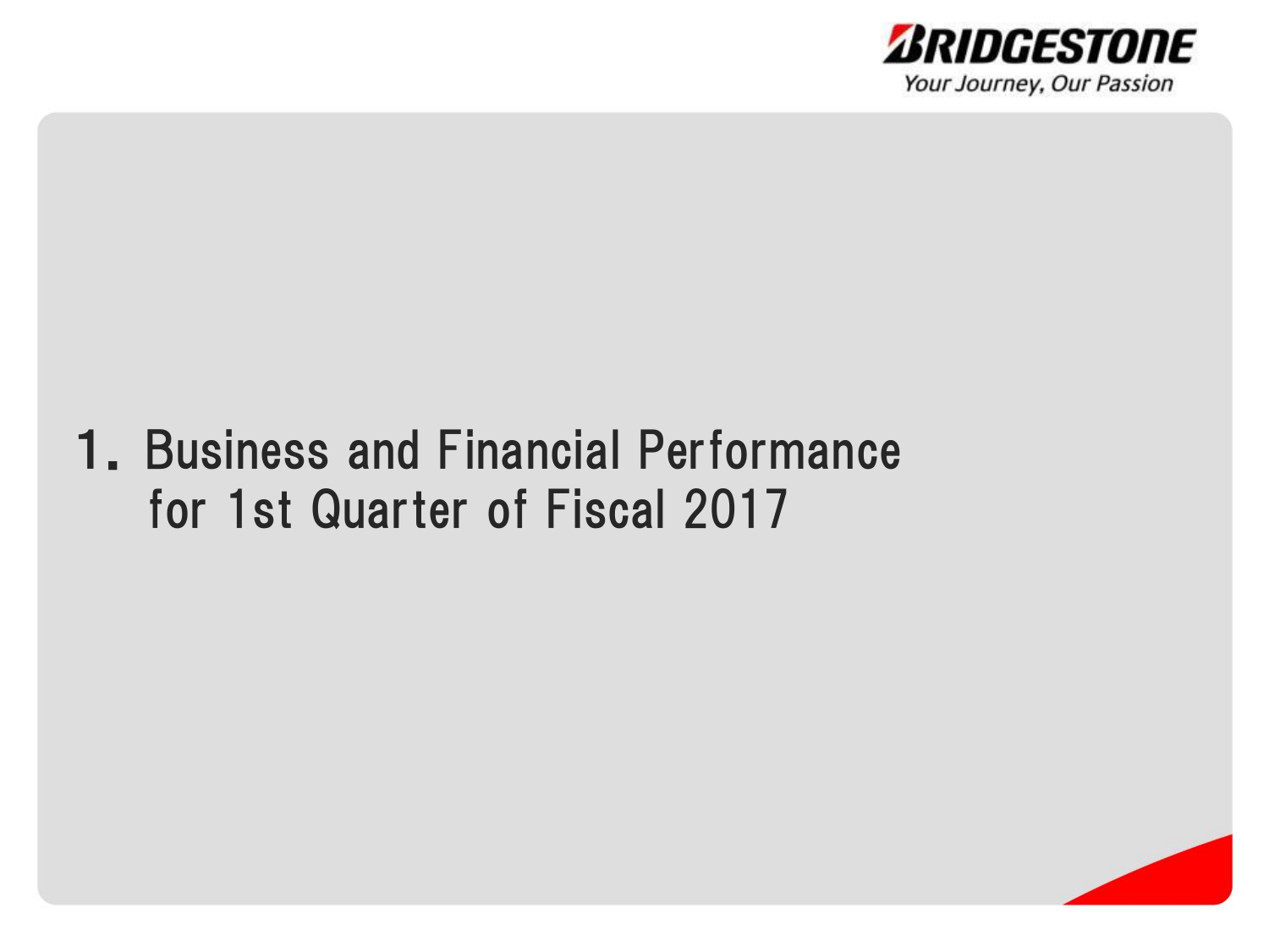# 1. Business and Financial Performance for 1st Quarter of Fiscal 2017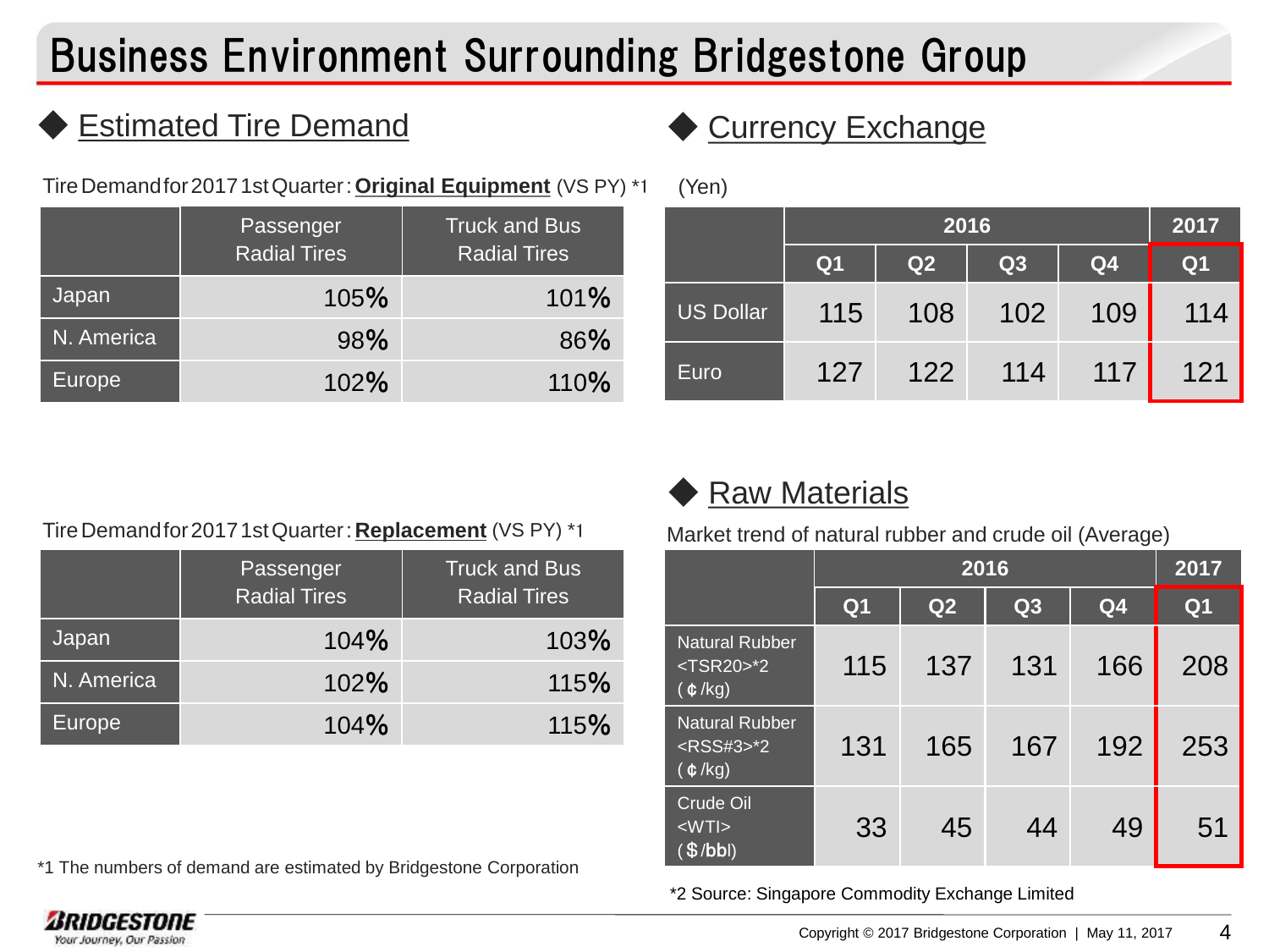# Business Environment Surrounding Bridgestone Group

## Estimated Tire Demand

Tire Demand for 2017 1st Quarter : **Original Equipment** (VS PY) *1

| | Passenger Radial Tires | Truck and Bus Radial Tires |
|---|---|---|
| Japan | 105% | 101% |
| N. America | 98% | 86% |
| Europe | 102% | 110% |

Tire Demand for 2017 1st Quarter : **Replacement** (VS PY) *1

| | Passenger Radial Tires | Truck and Bus Radial Tires |
|---|---|---|
| Japan | 104% | 103% |
| N. America | 102% | 115% |
| Europe | 104% | 115% |

*1 The numbers of demand are estimated by Bridgestone Corporation

## Currency Exchange

(Yen)

| | 2016 | | | | 2017 |
|---|---|---|---|---|---|
| | Q1 | Q2 | Q3 | Q4 | Q1 |
| US Dollar | 115 | 108 | 102 | 109 | 114 |
| Euro | 127 | 122 | 114 | 117 | 121 |

## Raw Materials

Market trend of natural rubber and crude oil (Average)

| | 2016 | | | | 2017 |
|---|---|---|---|---|---|
| | Q1 | Q2 | Q3 | Q4 | Q1 |
| Natural Rubber <TSR20>*2 (¢/kg) | 115 | 137 | 131 | 166 | 208 |
| Natural Rubber <RSS#3>*2 (¢/kg) | 131 | 165 | 167 | 192 | 253 |
| Crude Oil <WTI> ($/bbl) | 33 | 45 | 44 | 49 | 51 |

*2 Source: Singapore Commodity Exchange Limited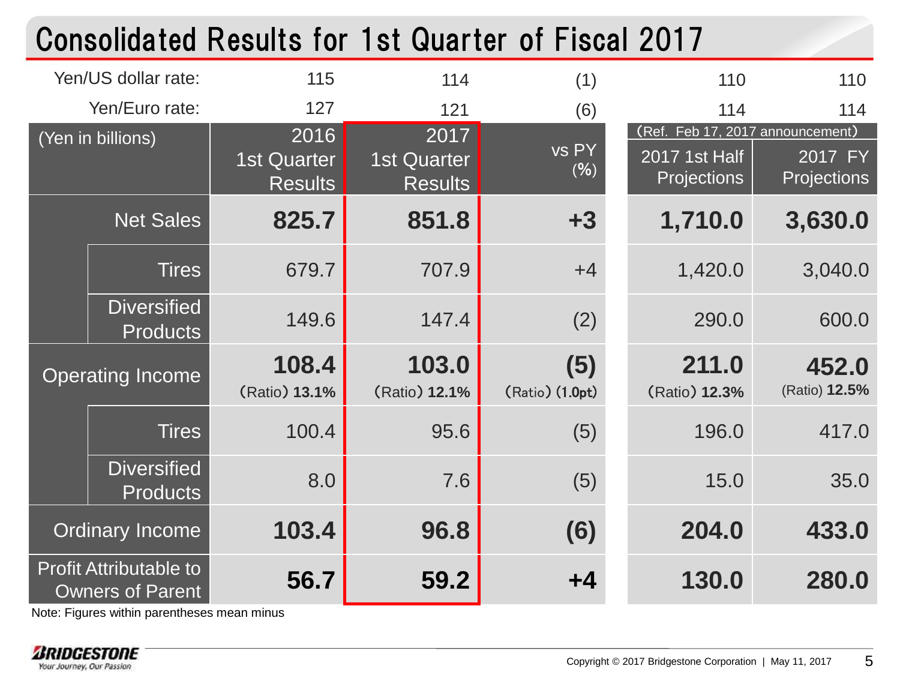# Consolidated Results for 1st Quarter of Fiscal 2017

| (Yen in billions) | | 2016 1st Quarter Results | 2017 1st Quarter Results | vs PY (%) | (Ref. Feb 17, 2017 announcement) 2017 1st Half Projections | 2017 FY Projections |
|---|---|---|---|---|---|---|
| Yen/US dollar rate: | | 115 | 114 | (1) | 110 | 110 |
| Yen/Euro rate: | | 127 | 121 | (6) | 114 | 114 |
| **Net Sales** | | **825.7** | **851.8** | **+3** | **1,710.0** | **3,630.0** |
| | Tires | 679.7 | 707.9 | +4 | 1,420.0 | 3,040.0 |
| | Diversified Products | 149.6 | 147.4 | (2) | 290.0 | 600.0 |
| **Operating Income** | | **108.4** (Ratio) **13.1%** | **103.0** (Ratio) **12.1%** | **(5)** (Ratio) **(1.0pt)** | **211.0** (Ratio) **12.3%** | **452.0** (Ratio) **12.5%** |
| | Tires | 100.4 | 95.6 | (5) | 196.0 | 417.0 |
| | Diversified Products | 8.0 | 7.6 | (5) | 15.0 | 35.0 |
| **Ordinary Income** | | **103.4** | **96.8** | **(6)** | **204.0** | **433.0** |
| **Profit Attributable to Owners of Parent** | | **56.7** | **59.2** | **+4** | **130.0** | **280.0** |

Note: Figures within parentheses mean minus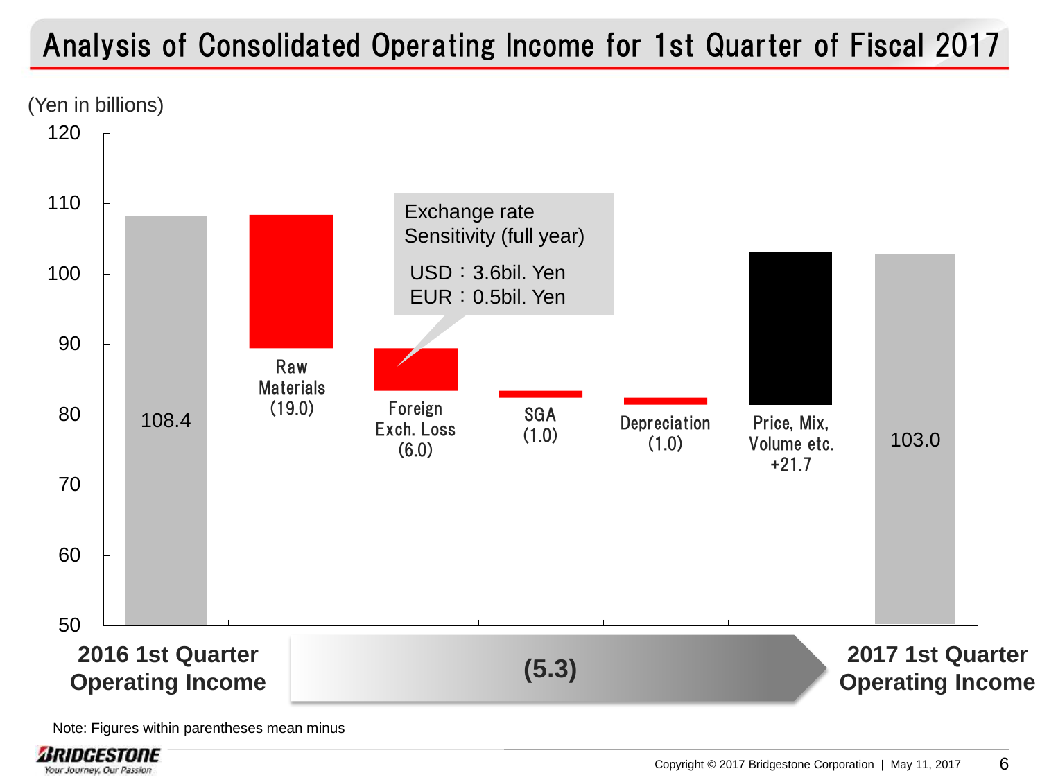# Analysis of Consolidated Operating Income for 1st Quarter of Fiscal 2017

(Yen in billions)

| Item | Amount |
| --- | --- |
| 2016 1st Quarter Operating Income | 108.4 |
| Raw Materials | (19.0) |
| Foreign Exch. Loss | (6.0) |
| SGA | (1.0) |
| Depreciation | (1.0) |
| Price, Mix, Volume etc. | +21.7 |
| 2017 1st Quarter Operating Income | 103.0 |

Change: (5.3)

Exchange rate Sensitivity (full year)

USD：3.6bil. Yen
EUR：0.5bil. Yen

Note: Figures within parentheses mean minus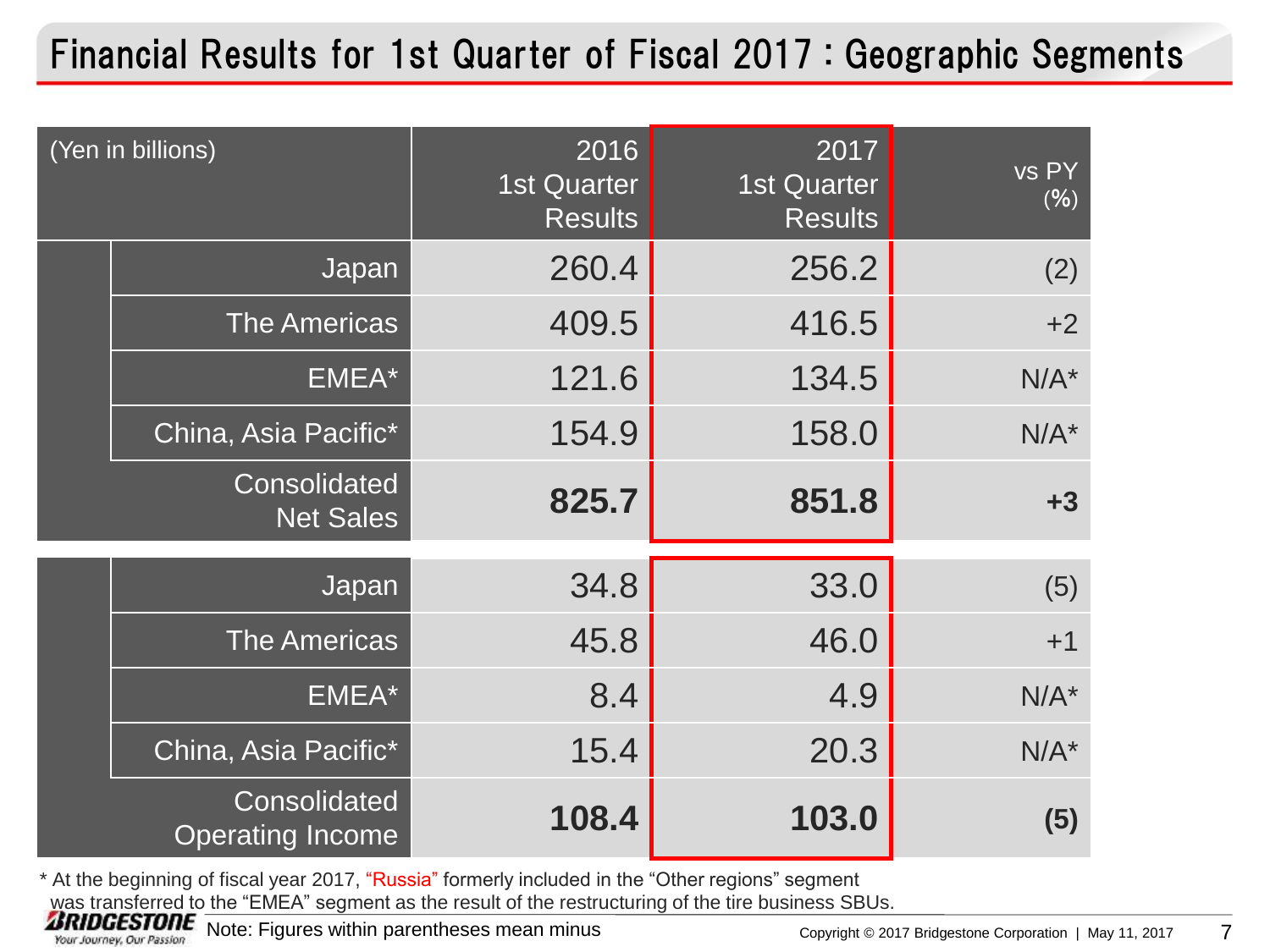# Financial Results for 1st Quarter of Fiscal 2017 : Geographic Segments

| (Yen in billions) | | 2016 1st Quarter Results | 2017 1st Quarter Results | vs PY (%) |
|---|---|---|---|---|
| | Japan | 260.4 | 256.2 | (2) |
| | The Americas | 409.5 | 416.5 | +2 |
| | EMEA* | 121.6 | 134.5 | N/A* |
| | China, Asia Pacific* | 154.9 | 158.0 | N/A* |
| | Consolidated Net Sales | **825.7** | **851.8** | **+3** |
| | Japan | 34.8 | 33.0 | (5) |
| | The Americas | 45.8 | 46.0 | +1 |
| | EMEA* | 8.4 | 4.9 | N/A* |
| | China, Asia Pacific* | 15.4 | 20.3 | N/A* |
| | Consolidated Operating Income | **108.4** | **103.0** | **(5)** |

* At the beginning of fiscal year 2017, "Russia" formerly included in the "Other regions" segment was transferred to the "EMEA" segment as the result of the restructuring of the tire business SBUs.

Note: Figures within parentheses mean minus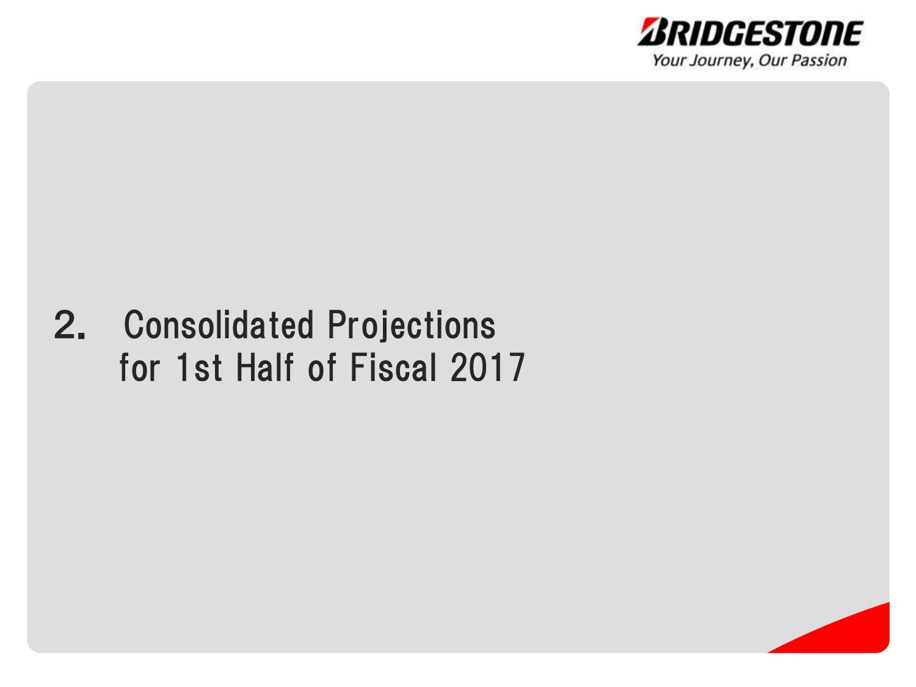# 2. Consolidated Projections for 1st Half of Fiscal 2017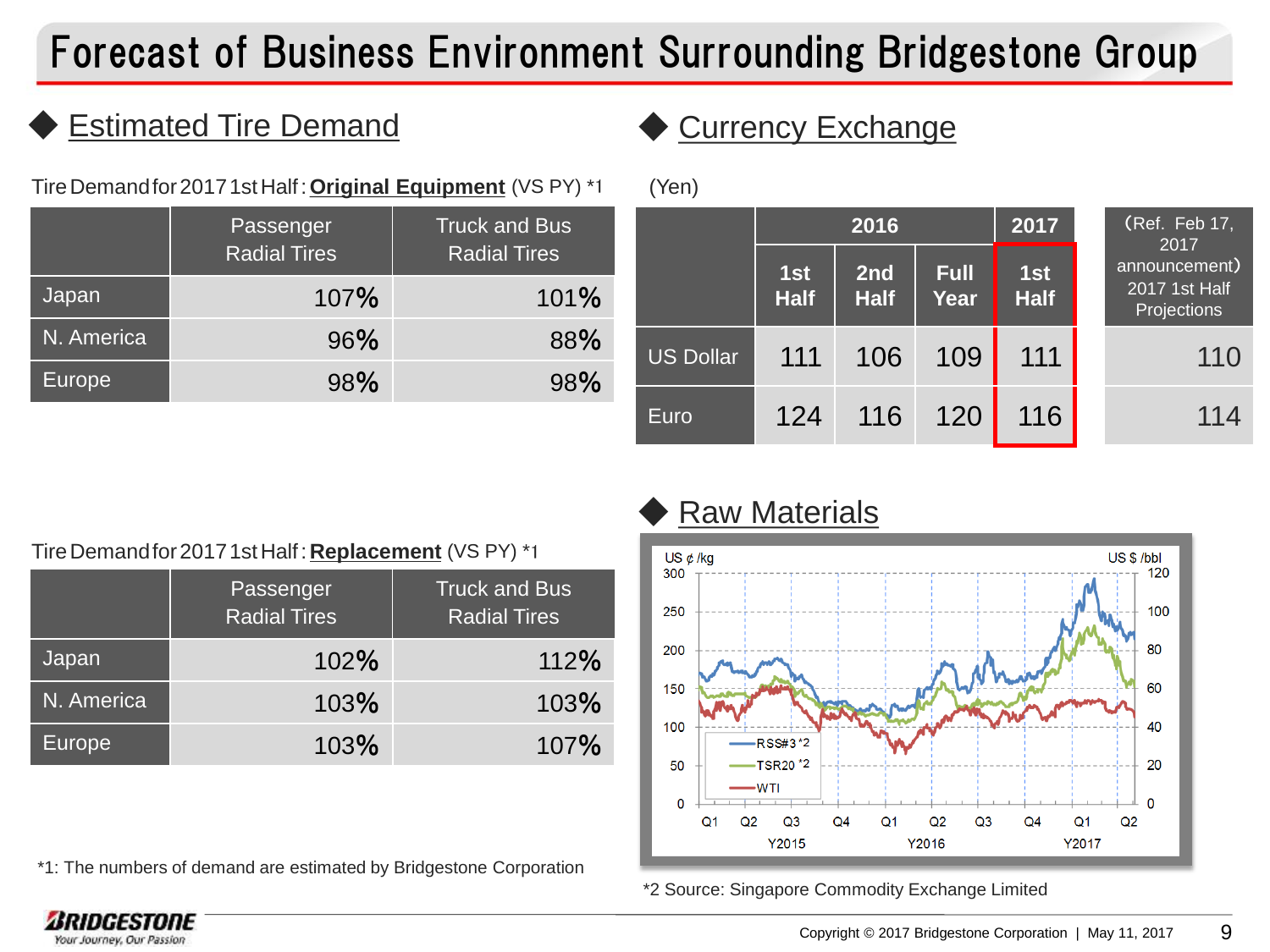# Forecast of Business Environment Surrounding Bridgestone Group

## Estimated Tire Demand

Tire Demand for 2017 1st Half : **Original Equipment** (VS PY) *1

| | Passenger Radial Tires | Truck and Bus Radial Tires |
|---|---|---|
| Japan | 107% | 101% |
| N. America | 96% | 88% |
| Europe | 98% | 98% |

Tire Demand for 2017 1st Half : **Replacement** (VS PY) *1

| | Passenger Radial Tires | Truck and Bus Radial Tires |
|---|---|---|
| Japan | 102% | 112% |
| N. America | 103% | 103% |
| Europe | 103% | 107% |

*1: The numbers of demand are estimated by Bridgestone Corporation

## Currency Exchange

(Yen)

| | 2016 | | | 2017 | (Ref. Feb 17, 2017 announcement) 2017 1st Half Projections |
|---|---|---|---|---|---|
| | 1st Half | 2nd Half | Full Year | 1st Half | |
| US Dollar | 111 | 106 | 109 | 111 | 110 |
| Euro | 124 | 116 | 120 | 116 | 114 |

## Raw Materials

*2 Source: Singapore Commodity Exchange Limited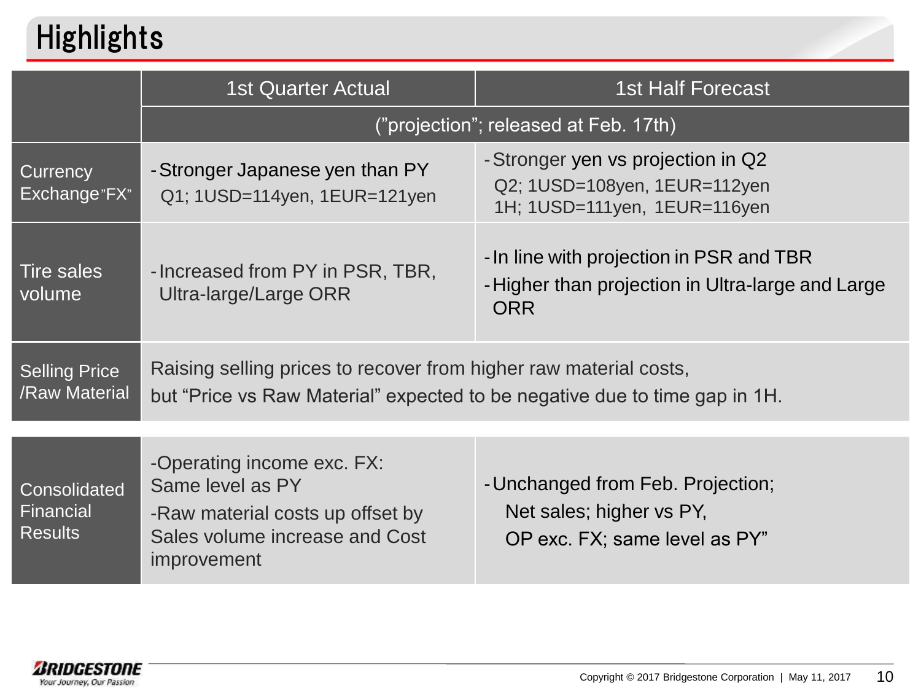# Highlights

| | 1st Quarter Actual | 1st Half Forecast |
|---|---|---|
| | ("projection"; released at Feb. 17th) | |
| Currency Exchange "FX" | -Stronger Japanese yen than PY<br>Q1; 1USD=114yen, 1EUR=121yen | -Stronger yen vs projection in Q2<br>Q2; 1USD=108yen, 1EUR=112yen<br>1H; 1USD=111yen, 1EUR=116yen |
| Tire sales volume | -Increased from PY in PSR, TBR, Ultra-large/Large ORR | -In line with projection in PSR and TBR<br>-Higher than projection in Ultra-large and Large ORR |
| Selling Price /Raw Material | Raising selling prices to recover from higher raw material costs, but "Price vs Raw Material" expected to be negative due to time gap in 1H. | |
| Consolidated Financial Results | -Operating income exc. FX: Same level as PY<br>-Raw material costs up offset by Sales volume increase and Cost improvement | -Unchanged from Feb. Projection;<br>Net sales; higher vs PY,<br>OP exc. FX; same level as PY" |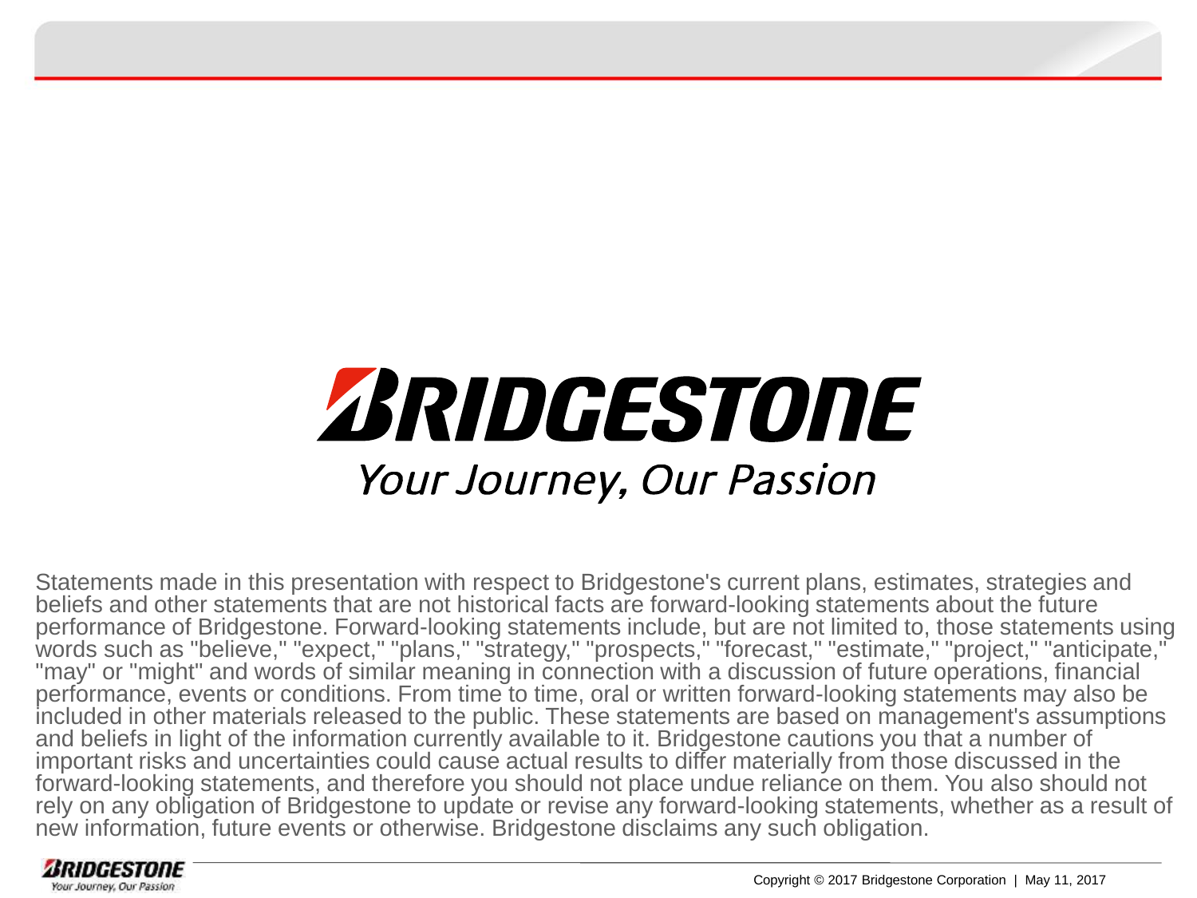BRIDGESTONE

Your Journey, Our Passion

Statements made in this presentation with respect to Bridgestone's current plans, estimates, strategies and beliefs and other statements that are not historical facts are forward-looking statements about the future performance of Bridgestone. Forward-looking statements include, but are not limited to, those statements using words such as "believe," "expect," "plans," "strategy," "prospects," "forecast," "estimate," "project," "anticipate," "may" or "might" and words of similar meaning in connection with a discussion of future operations, financial performance, events or conditions. From time to time, oral or written forward-looking statements may also be included in other materials released to the public. These statements are based on management's assumptions and beliefs in light of the information currently available to it. Bridgestone cautions you that a number of important risks and uncertainties could cause actual results to differ materially from those discussed in the forward-looking statements, and therefore you should not place undue reliance on them. You also should not rely on any obligation of Bridgestone to update or revise any forward-looking statements, whether as a result of new information, future events or otherwise. Bridgestone disclaims any such obligation.

Copyright © 2017 Bridgestone Corporation | May 11, 2017